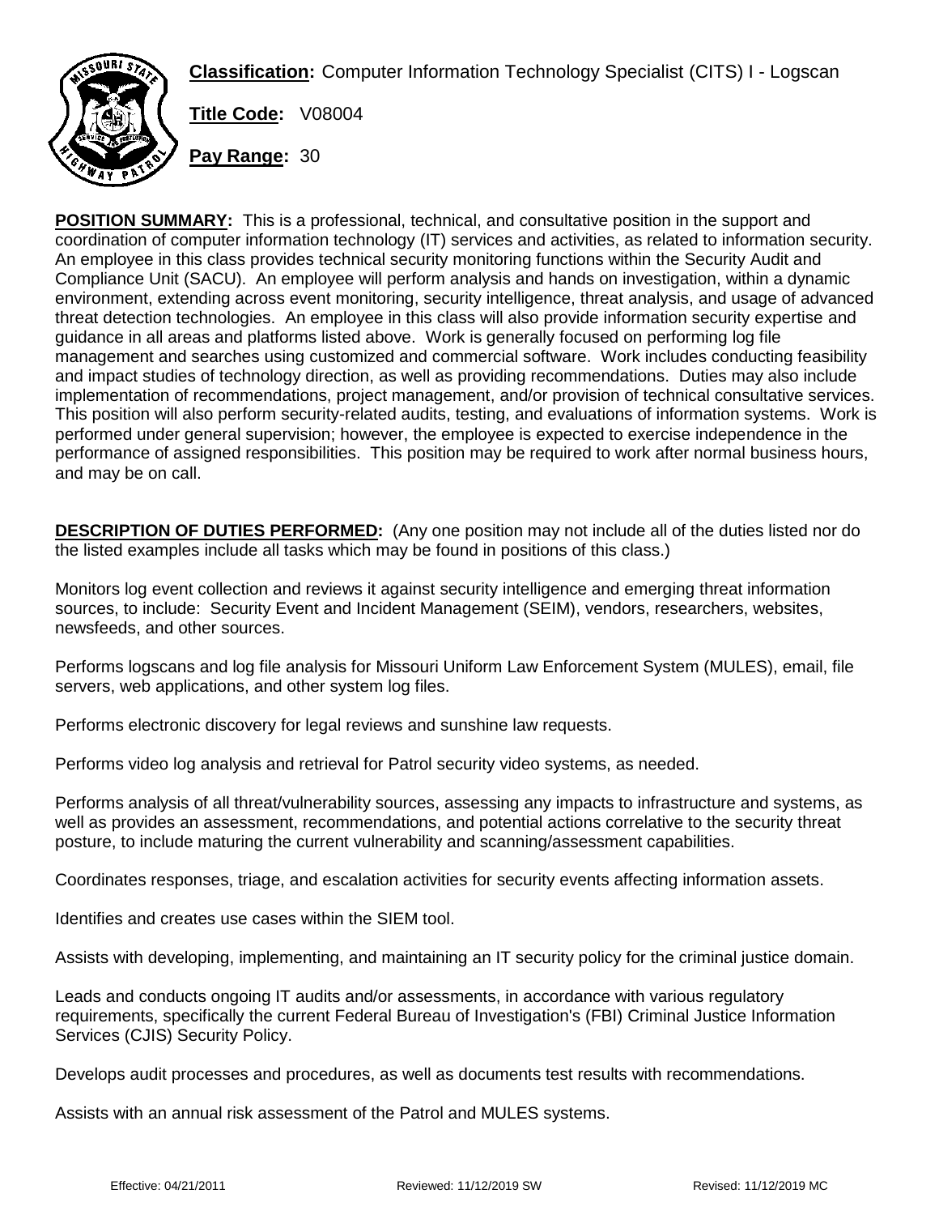**Classification:** Computer Information Technology Specialist (CITS) I - Logscan

**Title Code:** V08004

**Pay Range:** 30

**POSITION SUMMARY:** This is a professional, technical, and consultative position in the support and coordination of computer information technology (IT) services and activities, as related to information security. An employee in this class provides technical security monitoring functions within the Security Audit and Compliance Unit (SACU). An employee will perform analysis and hands on investigation, within a dynamic environment, extending across event monitoring, security intelligence, threat analysis, and usage of advanced threat detection technologies. An employee in this class will also provide information security expertise and guidance in all areas and platforms listed above. Work is generally focused on performing log file management and searches using customized and commercial software. Work includes conducting feasibility and impact studies of technology direction, as well as providing recommendations. Duties may also include implementation of recommendations, project management, and/or provision of technical consultative services. This position will also perform security-related audits, testing, and evaluations of information systems. Work is performed under general supervision; however, the employee is expected to exercise independence in the performance of assigned responsibilities. This position may be required to work after normal business hours, and may be on call.

**DESCRIPTION OF DUTIES PERFORMED:** (Any one position may not include all of the duties listed nor do the listed examples include all tasks which may be found in positions of this class.)

Monitors log event collection and reviews it against security intelligence and emerging threat information sources, to include: Security Event and Incident Management (SEIM), vendors, researchers, websites, newsfeeds, and other sources.

Performs logscans and log file analysis for Missouri Uniform Law Enforcement System (MULES), email, file servers, web applications, and other system log files.

Performs electronic discovery for legal reviews and sunshine law requests.

Performs video log analysis and retrieval for Patrol security video systems, as needed.

Performs analysis of all threat/vulnerability sources, assessing any impacts to infrastructure and systems, as well as provides an assessment, recommendations, and potential actions correlative to the security threat posture, to include maturing the current vulnerability and scanning/assessment capabilities.

Coordinates responses, triage, and escalation activities for security events affecting information assets.

Identifies and creates use cases within the SIEM tool.

Assists with developing, implementing, and maintaining an IT security policy for the criminal justice domain.

Leads and conducts ongoing IT audits and/or assessments, in accordance with various regulatory requirements, specifically the current Federal Bureau of Investigation's (FBI) Criminal Justice Information Services (CJIS) Security Policy.

Develops audit processes and procedures, as well as documents test results with recommendations.

Assists with an annual risk assessment of the Patrol and MULES systems.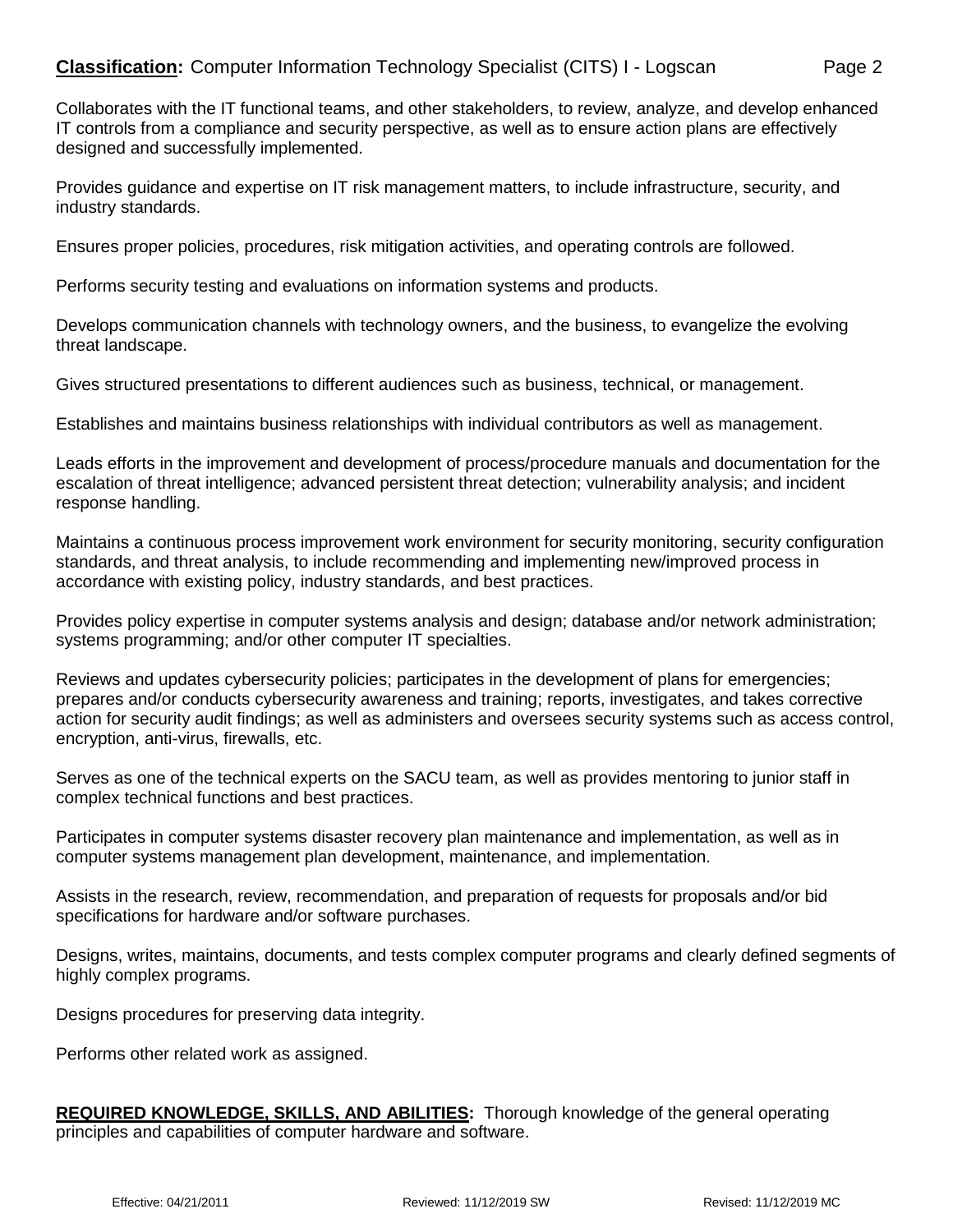Collaborates with the IT functional teams, and other stakeholders, to review, analyze, and develop enhanced IT controls from a compliance and security perspective, as well as to ensure action plans are effectively designed and successfully implemented.

Provides guidance and expertise on IT risk management matters, to include infrastructure, security, and industry standards.

Ensures proper policies, procedures, risk mitigation activities, and operating controls are followed.

Performs security testing and evaluations on information systems and products.

Develops communication channels with technology owners, and the business, to evangelize the evolving threat landscape.

Gives structured presentations to different audiences such as business, technical, or management.

Establishes and maintains business relationships with individual contributors as well as management.

Leads efforts in the improvement and development of process/procedure manuals and documentation for the escalation of threat intelligence; advanced persistent threat detection; vulnerability analysis; and incident response handling.

Maintains a continuous process improvement work environment for security monitoring, security configuration standards, and threat analysis, to include recommending and implementing new/improved process in accordance with existing policy, industry standards, and best practices.

Provides policy expertise in computer systems analysis and design; database and/or network administration; systems programming; and/or other computer IT specialties.

Reviews and updates cybersecurity policies; participates in the development of plans for emergencies; prepares and/or conducts cybersecurity awareness and training; reports, investigates, and takes corrective action for security audit findings; as well as administers and oversees security systems such as access control, encryption, anti-virus, firewalls, etc.

Serves as one of the technical experts on the SACU team, as well as provides mentoring to junior staff in complex technical functions and best practices.

Participates in computer systems disaster recovery plan maintenance and implementation, as well as in computer systems management plan development, maintenance, and implementation.

Assists in the research, review, recommendation, and preparation of requests for proposals and/or bid specifications for hardware and/or software purchases.

Designs, writes, maintains, documents, and tests complex computer programs and clearly defined segments of highly complex programs.

Designs procedures for preserving data integrity.

Performs other related work as assigned.

**REQUIRED KNOWLEDGE, SKILLS, AND ABILITIES:** Thorough knowledge of the general operating principles and capabilities of computer hardware and software.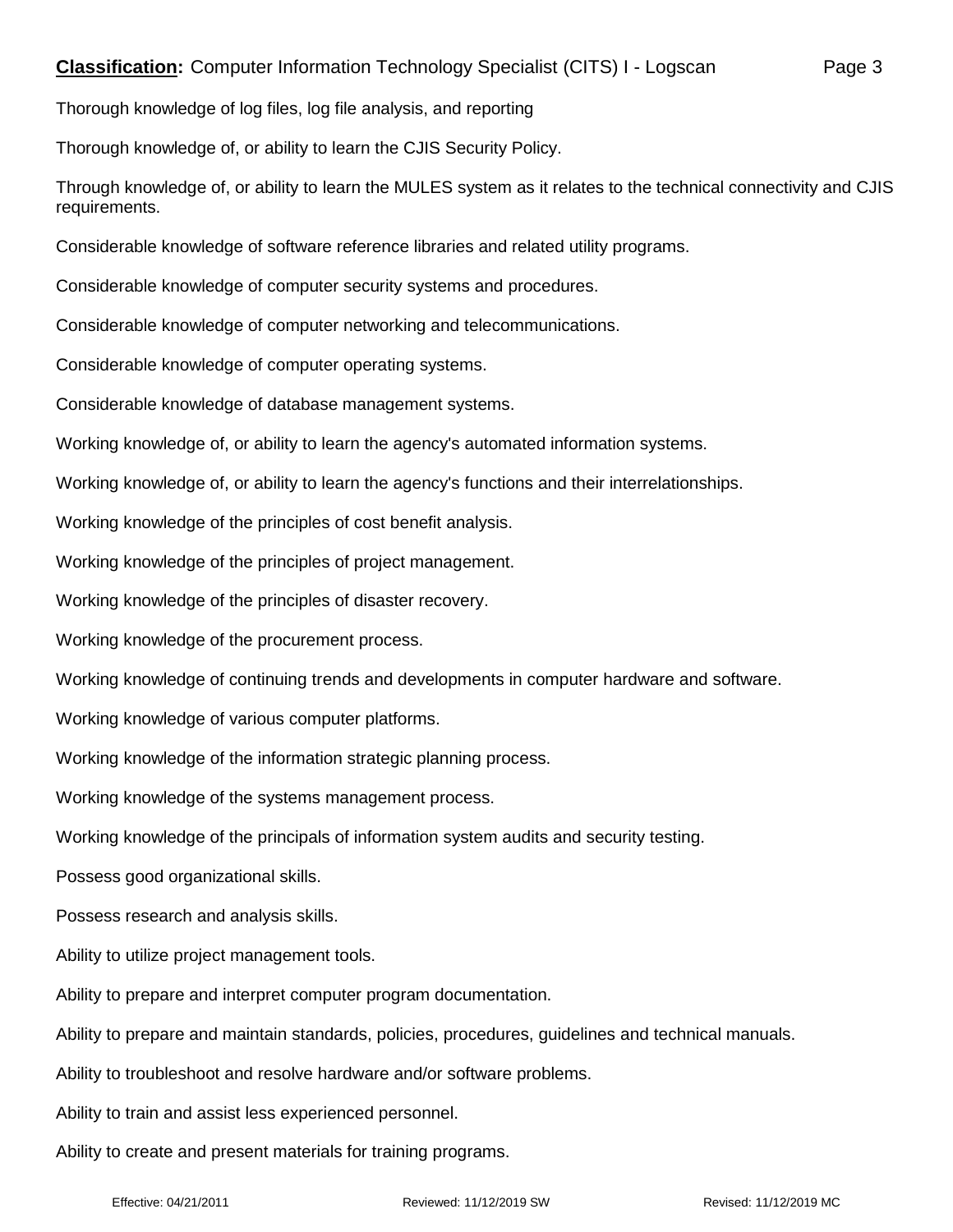Thorough knowledge of log files, log file analysis, and reporting

Thorough knowledge of, or ability to learn the CJIS Security Policy.

Through knowledge of, or ability to learn the MULES system as it relates to the technical connectivity and CJIS requirements.

Considerable knowledge of software reference libraries and related utility programs.

Considerable knowledge of computer security systems and procedures.

Considerable knowledge of computer networking and telecommunications.

Considerable knowledge of computer operating systems.

Considerable knowledge of database management systems.

Working knowledge of, or ability to learn the agency's automated information systems.

Working knowledge of, or ability to learn the agency's functions and their interrelationships.

Working knowledge of the principles of cost benefit analysis.

Working knowledge of the principles of project management.

Working knowledge of the principles of disaster recovery.

Working knowledge of the procurement process.

Working knowledge of continuing trends and developments in computer hardware and software.

Working knowledge of various computer platforms.

Working knowledge of the information strategic planning process.

Working knowledge of the systems management process.

Working knowledge of the principals of information system audits and security testing.

Possess good organizational skills.

Possess research and analysis skills.

Ability to utilize project management tools.

Ability to prepare and interpret computer program documentation.

Ability to prepare and maintain standards, policies, procedures, guidelines and technical manuals.

Ability to troubleshoot and resolve hardware and/or software problems.

Ability to train and assist less experienced personnel.

Ability to create and present materials for training programs.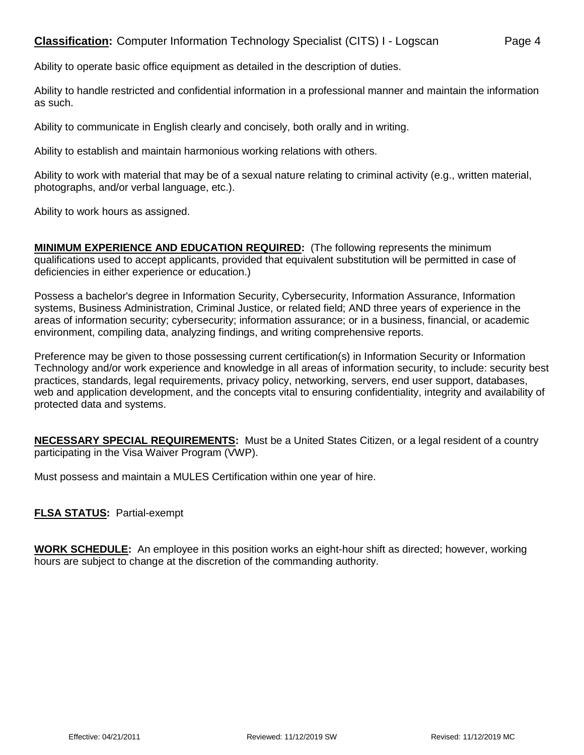Ability to operate basic office equipment as detailed in the description of duties.

Ability to handle restricted and confidential information in a professional manner and maintain the information as such.

Ability to communicate in English clearly and concisely, both orally and in writing.

Ability to establish and maintain harmonious working relations with others.

Ability to work with material that may be of a sexual nature relating to criminal activity (e.g., written material, photographs, and/or verbal language, etc.).

Ability to work hours as assigned.

**MINIMUM EXPERIENCE AND EDUCATION REQUIRED:** (The following represents the minimum qualifications used to accept applicants, provided that equivalent substitution will be permitted in case of deficiencies in either experience or education.)

Possess a bachelor's degree in Information Security, Cybersecurity, Information Assurance, Information systems, Business Administration, Criminal Justice, or related field; AND three years of experience in the areas of information security; cybersecurity; information assurance; or in a business, financial, or academic environment, compiling data, analyzing findings, and writing comprehensive reports.

Preference may be given to those possessing current certification(s) in Information Security or Information Technology and/or work experience and knowledge in all areas of information security, to include: security best practices, standards, legal requirements, privacy policy, networking, servers, end user support, databases, web and application development, and the concepts vital to ensuring confidentiality, integrity and availability of protected data and systems.

**NECESSARY SPECIAL REQUIREMENTS:** Must be a United States Citizen, or a legal resident of a country participating in the Visa Waiver Program (VWP).

Must possess and maintain a MULES Certification within one year of hire.

**FLSA STATUS:** Partial-exempt

**WORK SCHEDULE:** An employee in this position works an eight-hour shift as directed; however, working hours are subject to change at the discretion of the commanding authority.

Effective: 04/21/2011 Reviewed: 11/12/2019 SW Revised: 11/12/2019 MC